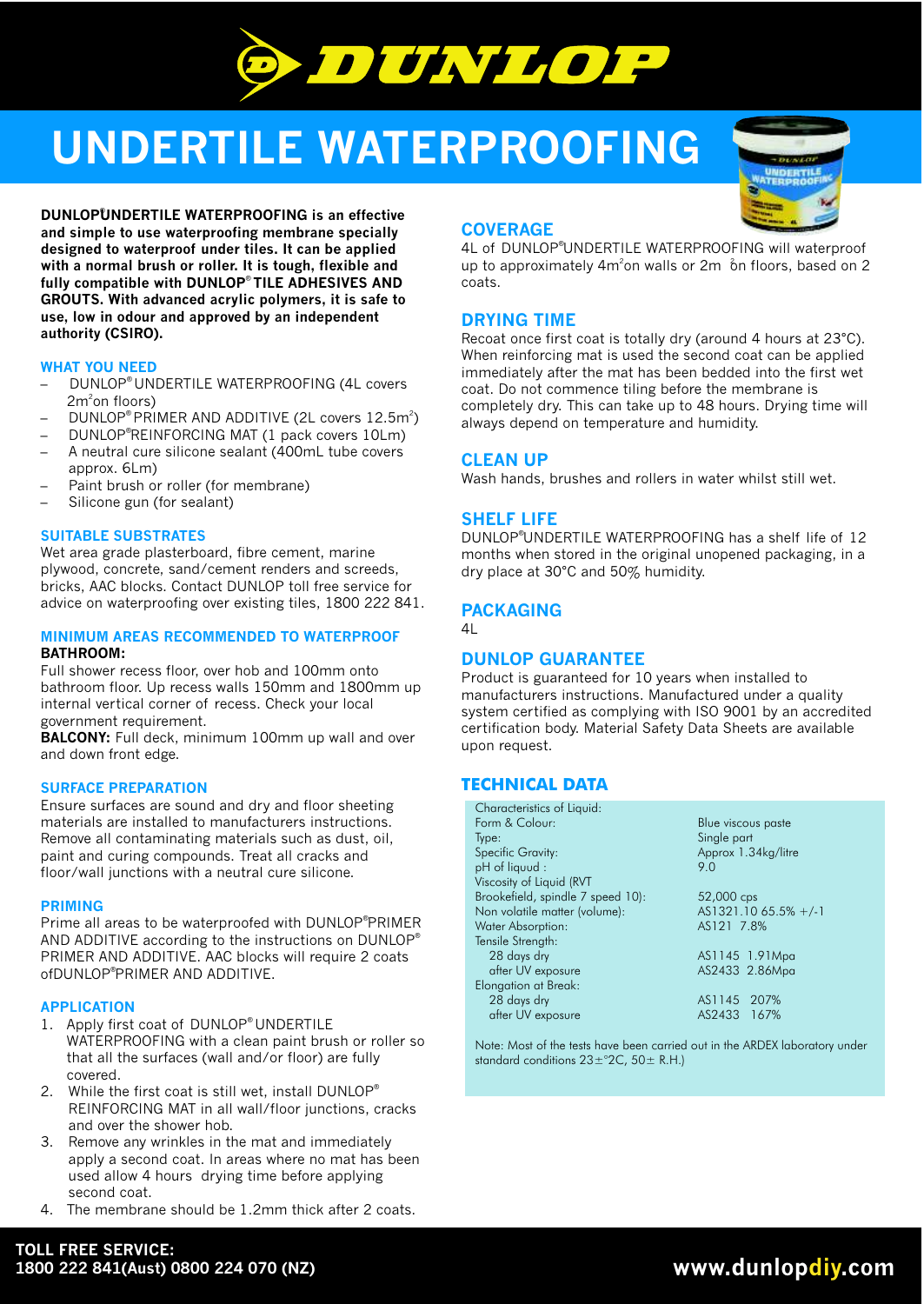# DUNLOP

# UNDERTILE WATERPROOFING

**DUNLOP® UNDERTILE WATERPROOFING is an effective and simple to use waterproofing membrane specially designed to waterproof under tiles. It can be applied with a normal brush or roller. It is tough, flexible and fully compatible with DUNLOP® TILE ADHESIVES AND GROUTS. With advanced acrylic polymers, it is safe to use, low in odour and approved by an independent authority (CSIRO).**

### WHAT YOU NEED

- DUNLOP® UNDERTILE WATERPROOFING (4L covers $2m^2$ on floors)
- DUNLOP® PRIMER AND ADDITIVE (2L covers $12.5m^2$)
- DUNLOP® REINFORCING MAT (1 pack covers 10Lm)
- A neutral cure silicone sealant (400mL tube covers approx. 6Lm)
- Paint brush or roller (for membrane)
- Silicone gun (for sealant)

### SUITABLE SUBSTRATES

Wet area grade plasterboard, fibre cement, marine plywood, concrete, sand/cement renders and screeds, bricks, AAC blocks. Contact DUNLOP toll free service for advice on waterproofing over existing tiles, 1800 222 841.

### MINIMUM AREAS RECOMMENDED TO WATERPROOF

**BATHROOM:**

Full shower recess floor, over hob and 100mm onto bathroom floor. Up recess walls 150mm and 1800mm up internal vertical corner of recess. Check your local government requirement.

**BALCONY:** Full deck, minimum 100mm up wall and over and down front edge.

### SURFACE PREPARATION

Ensure surfaces are sound and dry and floor sheeting materials are installed to manufacturers instructions. Remove all contaminating materials such as dust, oil, paint and curing compounds. Treat all cracks and floor/wall junctions with a neutral cure silicone.

### PRIMING

Prime all areas to be waterproofed with DUNLOP® PRIMER AND ADDITIVE according to the instructions on DUNLOP® PRIMER AND ADDITIVE. AAC blocks will require 2 coats ofDUNLOP® PRIMER AND ADDITIVE.

### APPLICATION

1. Apply first coat of DUNLOP® UNDERTILE WATERPROOFING with a clean paint brush or roller so that all the surfaces (wall and/or floor) are fully covered.
2. While the first coat is still wet, install DUNLOP® REINFORCING MAT in all wall/floor junctions, cracks and over the shower hob.
3. Remove any wrinkles in the mat and immediately apply a second coat. In areas where no mat has been used allow 4 hours drying time before applying second coat.
4. The membrane should be 1.2mm thick after 2 coats.

## COVERAGE

4L of DUNLOP® UNDERTILE WATERPROOFING will waterproof up to approximately $4m^2$ on walls or $2m^2$ on floors, based on 2 coats.

## DRYING TIME

Recoat once first coat is totally dry (around 4 hours at 23°C). When reinforcing mat is used the second coat can be applied immediately after the mat has been bedded into the first wet coat. Do not commence tiling before the membrane is completely dry. This can take up to 48 hours. Drying time will always depend on temperature and humidity.

## CLEAN UP

Wash hands, brushes and rollers in water whilst still wet.

## SHELF LIFE

DUNLOP® UNDERTILE WATERPROOFING has a shelf life of 12 months when stored in the original unopened packaging, in a dry place at 30°C and 50% humidity.

## PACKAGING

4L

## DUNLOP GUARANTEE

Product is guaranteed for 10 years when installed to manufacturers instructions. Manufactured under a quality system certified as complying with ISO 9001 by an accredited certification body. Material Safety Data Sheets are available upon request.

## TECHNICAL DATA

| Characteristics of Liquid: | |
|---|---|
| Form & Colour: | Blue viscous paste |
| Type: | Single part |
| Specific Gravity: | Approx 1.34kg/litre |
| pH of liquud : | 9.0 |
| Viscosity of Liquid (RVT Brookefield, spindle 7 speed 10): | 52,000 cps |
| Non volatile matter (volume): | AS1321.10 65.5% +/-1 |
| Water Absorption: | AS121 7.8% |
| Tensile Strength: | |
| 28 days dry | AS1145 1.91Mpa |
| after UV exposure | AS2433 2.86Mpa |
| Elongation at Break: | |
| 28 days dry | AS1145 207% |
| after UV exposure | AS2433 167% |

Note: Most of the tests have been carried out in the ARDEX laboratory under standard conditions 23±°2C, 50± R.H.)

**TOLL FREE SERVICE:**
**1800 222 841(Aust) 0800 224 070 (NZ)**

**www.dunlopdiy.com**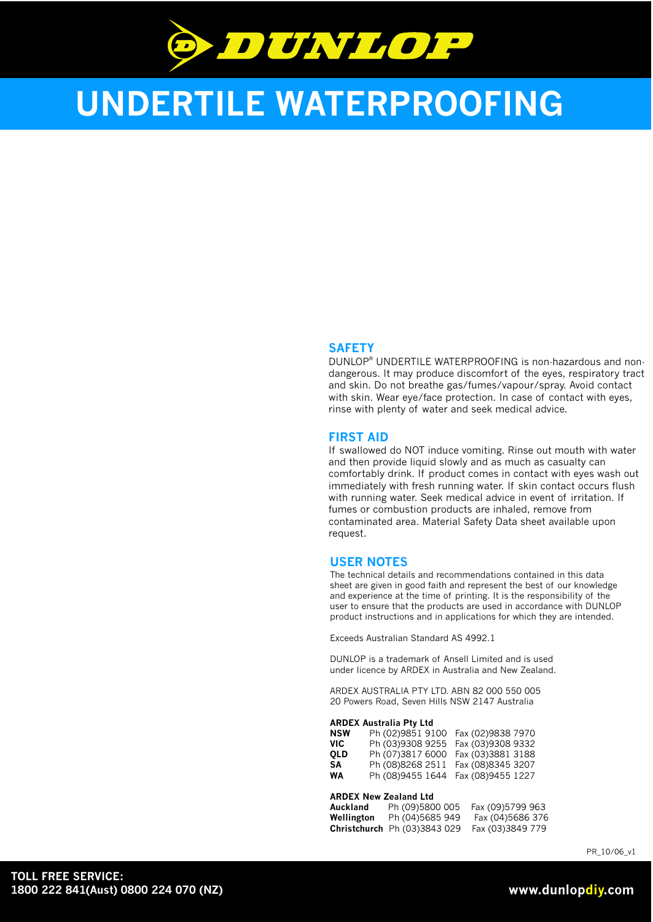# UNDERTILE WATERPROOFING

## SAFETY

DUNLOP® UNDERTILE WATERPROOFING is non-hazardous and non-dangerous. It may produce discomfort of the eyes, respiratory tract and skin. Do not breathe gas/fumes/vapour/spray. Avoid contact with skin. Wear eye/face protection. In case of contact with eyes, rinse with plenty of water and seek medical advice.

## FIRST AID

If swallowed do NOT induce vomiting. Rinse out mouth with water and then provide liquid slowly and as much as casualty can comfortably drink. If product comes in contact with eyes wash out immediately with fresh running water. If skin contact occurs flush with running water. Seek medical advice in event of irritation. If fumes or combustion products are inhaled, remove from contaminated area. Material Safety Data sheet available upon request.

## USER NOTES

The technical details and recommendations contained in this data sheet are given in good faith and represent the best of our knowledge and experience at the time of printing. It is the responsibility of the user to ensure that the products are used in accordance with DUNLOP product instructions and in applications for which they are intended.

Exceeds Australian Standard AS 4992.1

DUNLOP is a trademark of Ansell Limited and is used under licence by ARDEX in Australia and New Zealand.

ARDEX AUSTRALIA PTY LTD. ABN 82 000 550 005
20 Powers Road, Seven Hills NSW 2147 Australia

**ARDEX Australia Pty Ltd**

| | | |
|---|---|---|
| **NSW** | Ph (02)9851 9100 | Fax (02)9838 7970 |
| **VIC** | Ph (03)9308 9255 | Fax (03)9308 9332 |
| **QLD** | Ph (07)3817 6000 | Fax (03)3881 3188 |
| **SA** | Ph (08)8268 2511 | Fax (08)8345 3207 |
| **WA** | Ph (08)9455 1644 | Fax (08)9455 1227 |

**ARDEX New Zealand Ltd**

| | | |
|---|---|---|
| **Auckland** | Ph (09)5800 005 | Fax (09)5799 963 |
| **Wellington** | Ph (04)5685 949 | Fax (04)5686 376 |
| **Christchurch** | Ph (03)3843 029 | Fax (03)3849 779 |

PR_10/06_v1

**TOLL FREE SERVICE:**
**1800 222 841(Aust) 0800 224 070 (NZ)**

**www.dunlopdiy.com**